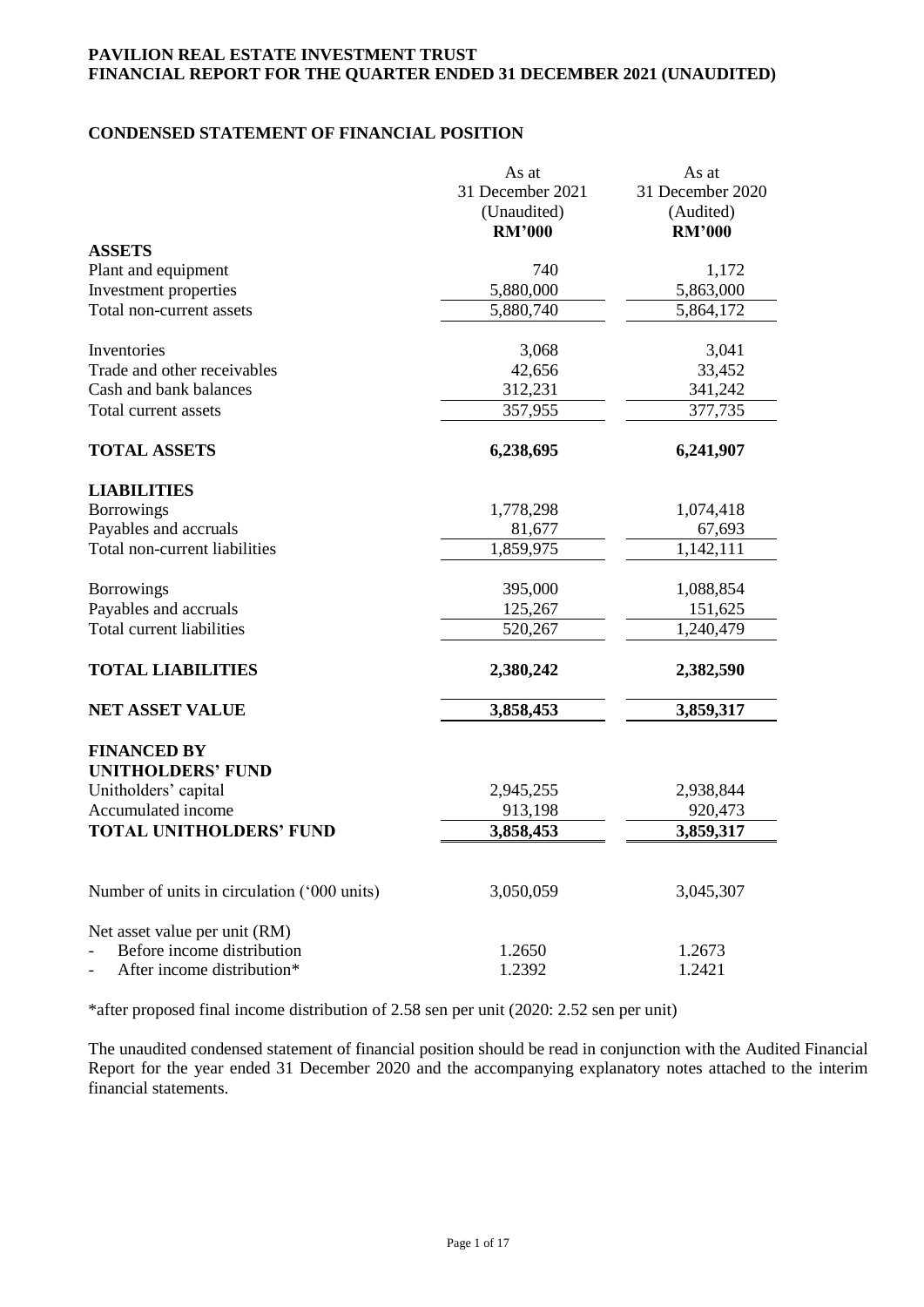**PAVILION REAL ESTATE INVESTMENT TRUST**
**FINANCIAL REPORT FOR THE QUARTER ENDED 31 DECEMBER 2021 (UNAUDITED)**

## CONDENSED STATEMENT OF FINANCIAL POSITION

| | As at 31 December 2021 (Unaudited) **RM'000** | As at 31 December 2020 (Audited) **RM'000** |
|---|---|---|
| **ASSETS** | | |
| Plant and equipment | 740 | 1,172 |
| Investment properties | 5,880,000 | 5,863,000 |
| Total non-current assets | 5,880,740 | 5,864,172 |
| | | |
| Inventories | 3,068 | 3,041 |
| Trade and other receivables | 42,656 | 33,452 |
| Cash and bank balances | 312,231 | 341,242 |
| Total current assets | 357,955 | 377,735 |
| | | |
| **TOTAL ASSETS** | **6,238,695** | **6,241,907** |
| | | |
| **LIABILITIES** | | |
| Borrowings | 1,778,298 | 1,074,418 |
| Payables and accruals | 81,677 | 67,693 |
| Total non-current liabilities | 1,859,975 | 1,142,111 |
| | | |
| Borrowings | 395,000 | 1,088,854 |
| Payables and accruals | 125,267 | 151,625 |
| Total current liabilities | 520,267 | 1,240,479 |
| | | |
| **TOTAL LIABILITIES** | **2,380,242** | **2,382,590** |
| | | |
| **NET ASSET VALUE** | **3,858,453** | **3,859,317** |
| | | |
| **FINANCED BY** | | |
| **UNITHOLDERS' FUND** | | |
| Unitholders' capital | 2,945,255 | 2,938,844 |
| Accumulated income | 913,198 | 920,473 |
| **TOTAL UNITHOLDERS' FUND** | **3,858,453** | **3,859,317** |
| | | |
| Number of units in circulation ('000 units) | 3,050,059 | 3,045,307 |
| | | |
| Net asset value per unit (RM) | | |
| - Before income distribution | 1.2650 | 1.2673 |
| - After income distribution* | 1.2392 | 1.2421 |

*after proposed final income distribution of 2.58 sen per unit (2020: 2.52 sen per unit)

The unaudited condensed statement of financial position should be read in conjunction with the Audited Financial Report for the year ended 31 December 2020 and the accompanying explanatory notes attached to the interim financial statements.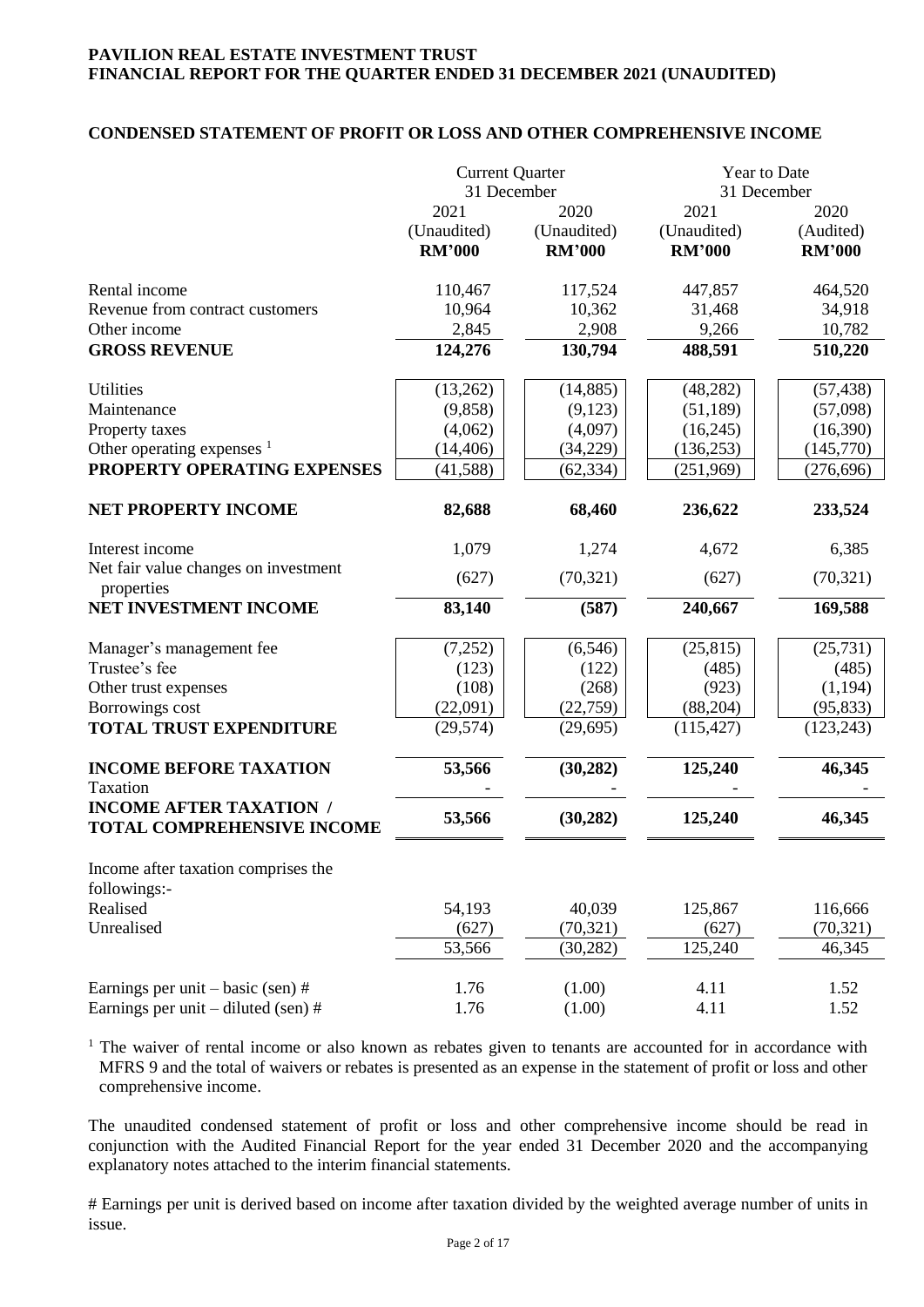**PAVILION REAL ESTATE INVESTMENT TRUST**
**FINANCIAL REPORT FOR THE QUARTER ENDED 31 DECEMBER 2021 (UNAUDITED)**

## CONDENSED STATEMENT OF PROFIT OR LOSS AND OTHER COMPREHENSIVE INCOME

| | Current Quarter 31 December | | Year to Date 31 December | |
|---|---|---|---|---|
| | 2021 (Unaudited) **RM'000** | 2020 (Unaudited) **RM'000** | 2021 (Unaudited) **RM'000** | 2020 (Audited) **RM'000** |
| Rental income | 110,467 | 117,524 | 447,857 | 464,520 |
| Revenue from contract customers | 10,964 | 10,362 | 31,468 | 34,918 |
| Other income | 2,845 | 2,908 | 9,266 | 10,782 |
| **GROSS REVENUE** | **124,276** | **130,794** | **488,591** | **510,220** |
| Utilities | (13,262) | (14,885) | (48,282) | (57,438) |
| Maintenance | (9,858) | (9,123) | (51,189) | (57,098) |
| Property taxes | (4,062) | (4,097) | (16,245) | (16,390) |
| Other operating expenses [1] | (14,406) | (34,229) | (136,253) | (145,770) |
| **PROPERTY OPERATING EXPENSES** | (41,588) | (62,334) | (251,969) | (276,696) |
| **NET PROPERTY INCOME** | **82,688** | **68,460** | **236,622** | **233,524** |
| Interest income | 1,079 | 1,274 | 4,672 | 6,385 |
| Net fair value changes on investment properties | (627) | (70,321) | (627) | (70,321) |
| **NET INVESTMENT INCOME** | **83,140** | **(587)** | **240,667** | **169,588** |
| Manager's management fee | (7,252) | (6,546) | (25,815) | (25,731) |
| Trustee's fee | (123) | (122) | (485) | (485) |
| Other trust expenses | (108) | (268) | (923) | (1,194) |
| Borrowings cost | (22,091) | (22,759) | (88,204) | (95,833) |
| **TOTAL TRUST EXPENDITURE** | (29,574) | (29,695) | (115,427) | (123,243) |
| **INCOME BEFORE TAXATION** | **53,566** | **(30,282)** | **125,240** | **46,345** |
| Taxation | - | - | - | - |
| **INCOME AFTER TAXATION / TOTAL COMPREHENSIVE INCOME** | **53,566** | **(30,282)** | **125,240** | **46,345** |
| Income after taxation comprises the followings:- | | | | |
| Realised | 54,193 | 40,039 | 125,867 | 116,666 |
| Unrealised | (627) | (70,321) | (627) | (70,321) |
| | 53,566 | (30,282) | 125,240 | 46,345 |
| Earnings per unit – basic (sen) # | 1.76 | (1.00) | 4.11 | 1.52 |
| Earnings per unit – diluted (sen) # | 1.76 | (1.00) | 4.11 | 1.52 |

[1] The waiver of rental income or also known as rebates given to tenants are accounted for in accordance with MFRS 9 and the total of waivers or rebates is presented as an expense in the statement of profit or loss and other comprehensive income.

The unaudited condensed statement of profit or loss and other comprehensive income should be read in conjunction with the Audited Financial Report for the year ended 31 December 2020 and the accompanying explanatory notes attached to the interim financial statements.

# Earnings per unit is derived based on income after taxation divided by the weighted average number of units in issue.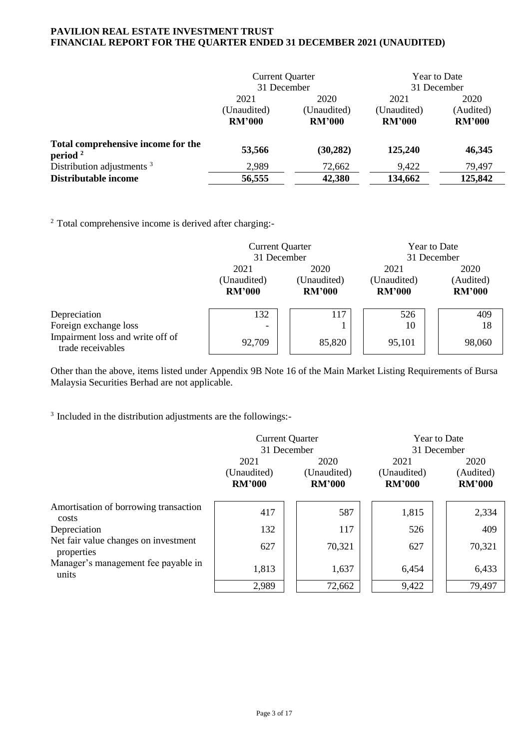**PAVILION REAL ESTATE INVESTMENT TRUST**
**FINANCIAL REPORT FOR THE QUARTER ENDED 31 DECEMBER 2021 (UNAUDITED)**

| | Current Quarter 31 December | | Year to Date 31 December | |
|---|---|---|---|---|
| | 2021 (Unaudited) **RM'000** | 2020 (Unaudited) **RM'000** | 2021 (Unaudited) **RM'000** | 2020 (Audited) **RM'000** |
| **Total comprehensive income for the period** [2] | **53,566** | **(30,282)** | **125,240** | **46,345** |
| Distribution adjustments [3] | 2,989 | 72,662 | 9,422 | 79,497 |
| **Distributable income** | **56,555** | **42,380** | **134,662** | **125,842** |

[2] Total comprehensive income is derived after charging:-

| | Current Quarter 31 December | | Year to Date 31 December | |
|---|---|---|---|---|
| | 2021 (Unaudited) **RM'000** | 2020 (Unaudited) **RM'000** | 2021 (Unaudited) **RM'000** | 2020 (Audited) **RM'000** |
| Depreciation | 132 | 117 | 526 | 409 |
| Foreign exchange loss | - | 1 | 10 | 18 |
| Impairment loss and write off of trade receivables | 92,709 | 85,820 | 95,101 | 98,060 |

Other than the above, items listed under Appendix 9B Note 16 of the Main Market Listing Requirements of Bursa Malaysia Securities Berhad are not applicable.

[3] Included in the distribution adjustments are the followings:-

| | Current Quarter 31 December | | Year to Date 31 December | |
|---|---|---|---|---|
| | 2021 (Unaudited) **RM'000** | 2020 (Unaudited) **RM'000** | 2021 (Unaudited) **RM'000** | 2020 (Audited) **RM'000** |
| Amortisation of borrowing transaction costs | 417 | 587 | 1,815 | 2,334 |
| Depreciation | 132 | 117 | 526 | 409 |
| Net fair value changes on investment properties | 627 | 70,321 | 627 | 70,321 |
| Manager's management fee payable in units | 1,813 | 1,637 | 6,454 | 6,433 |
| | 2,989 | 72,662 | 9,422 | 79,497 |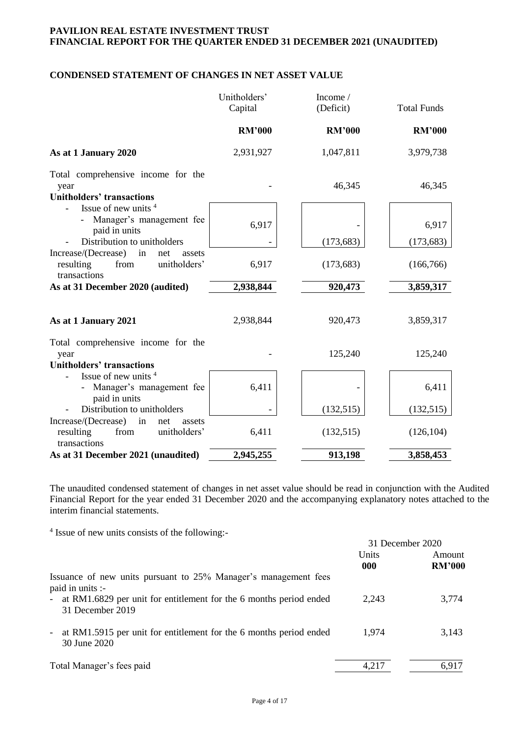**PAVILION REAL ESTATE INVESTMENT TRUST**
**FINANCIAL REPORT FOR THE QUARTER ENDED 31 DECEMBER 2021 (UNAUDITED)**

## CONDENSED STATEMENT OF CHANGES IN NET ASSET VALUE

| | Unitholders' Capital | Income / (Deficit) | Total Funds |
|---|---|---|---|
| | **RM'000** | **RM'000** | **RM'000** |
| **As at 1 January 2020** | 2,931,927 | 1,047,811 | 3,979,738 |
| Total comprehensive income for the year | - | 46,345 | 46,345 |
| **Unitholders' transactions** | | | |
| - Issue of new units [4] | | | |
| - Manager's management fee paid in units | 6,917 | - | 6,917 |
| - Distribution to unitholders | - | (173,683) | (173,683) |
| Increase/(Decrease) in net assets resulting from unitholders' transactions | 6,917 | (173,683) | (166,766) |
| **As at 31 December 2020 (audited)** | **2,938,844** | **920,473** | **3,859,317** |
| | | | |
| **As at 1 January 2021** | 2,938,844 | 920,473 | 3,859,317 |
| Total comprehensive income for the year | - | 125,240 | 125,240 |
| **Unitholders' transactions** | | | |
| - Issue of new units [4] | | | |
| - Manager's management fee paid in units | 6,411 | - | 6,411 |
| - Distribution to unitholders | - | (132,515) | (132,515) |
| Increase/(Decrease) in net assets resulting from unitholders' transactions | 6,411 | (132,515) | (126,104) |
| **As at 31 December 2021 (unaudited)** | **2,945,255** | **913,198** | **3,858,453** |

The unaudited condensed statement of changes in net asset value should be read in conjunction with the Audited Financial Report for the year ended 31 December 2020 and the accompanying explanatory notes attached to the interim financial statements.

[4] Issue of new units consists of the following:-

| | 31 December 2020 | |
|---|---|---|
| | Units **000** | Amount **RM'000** |
| Issuance of new units pursuant to 25% Manager's management fees paid in units :- | | |
| - at RM1.6829 per unit for entitlement for the 6 months period ended 31 December 2019 | 2,243 | 3,774 |
| - at RM1.5915 per unit for entitlement for the 6 months period ended 30 June 2020 | 1,974 | 3,143 |
| Total Manager's fees paid | 4,217 | 6,917 |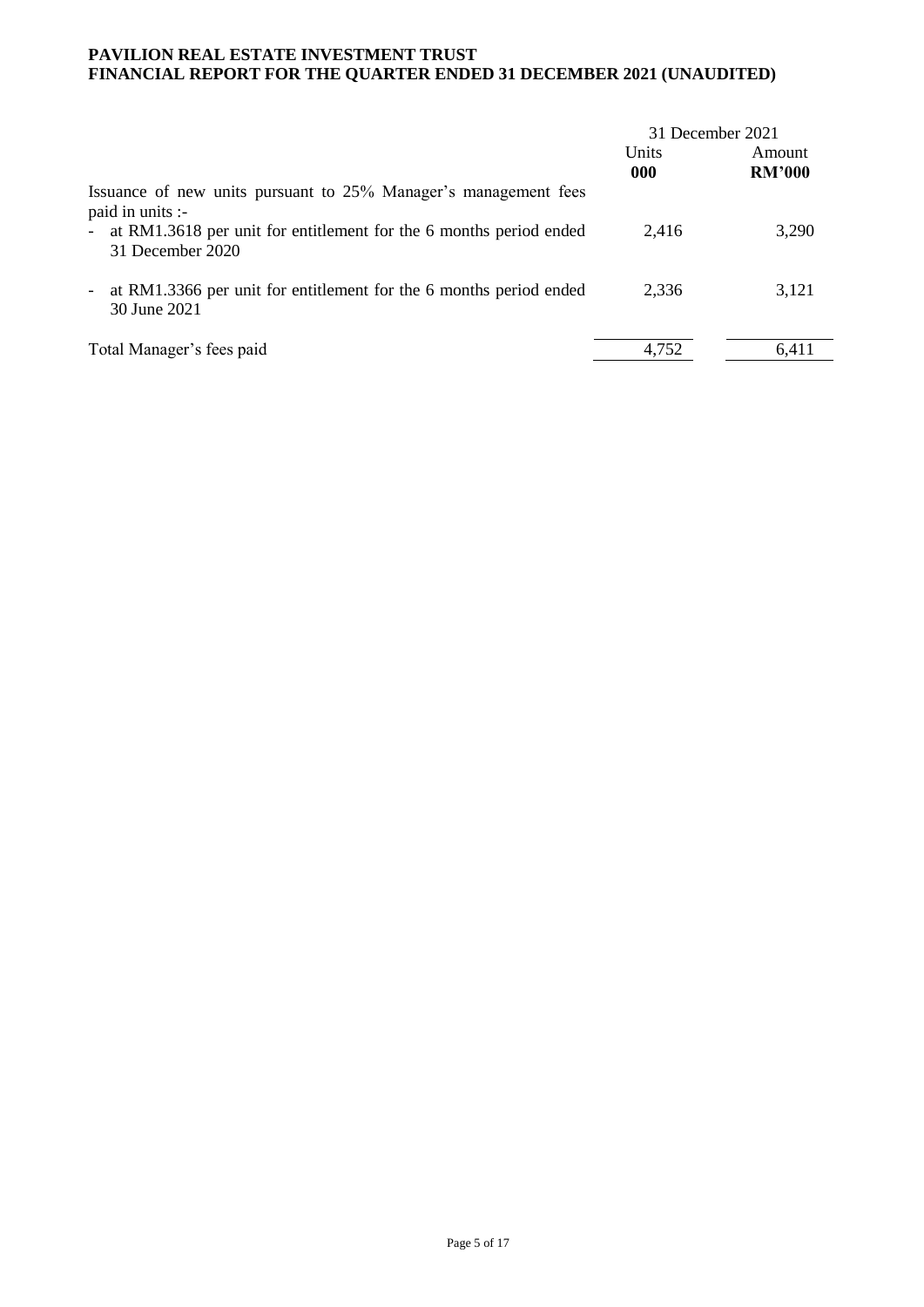| | 31 December 2021 | |
|---|---|---|
| | Units<br>**000** | Amount<br>**RM'000** |
| Issuance of new units pursuant to 25% Manager's management fees paid in units :- | | |
| - at RM1.3618 per unit for entitlement for the 6 months period ended 31 December 2020 | 2,416 | 3,290 |
| - at RM1.3366 per unit for entitlement for the 6 months period ended 30 June 2021 | 2,336 | 3,121 |
| Total Manager's fees paid | 4,752 | 6,411 |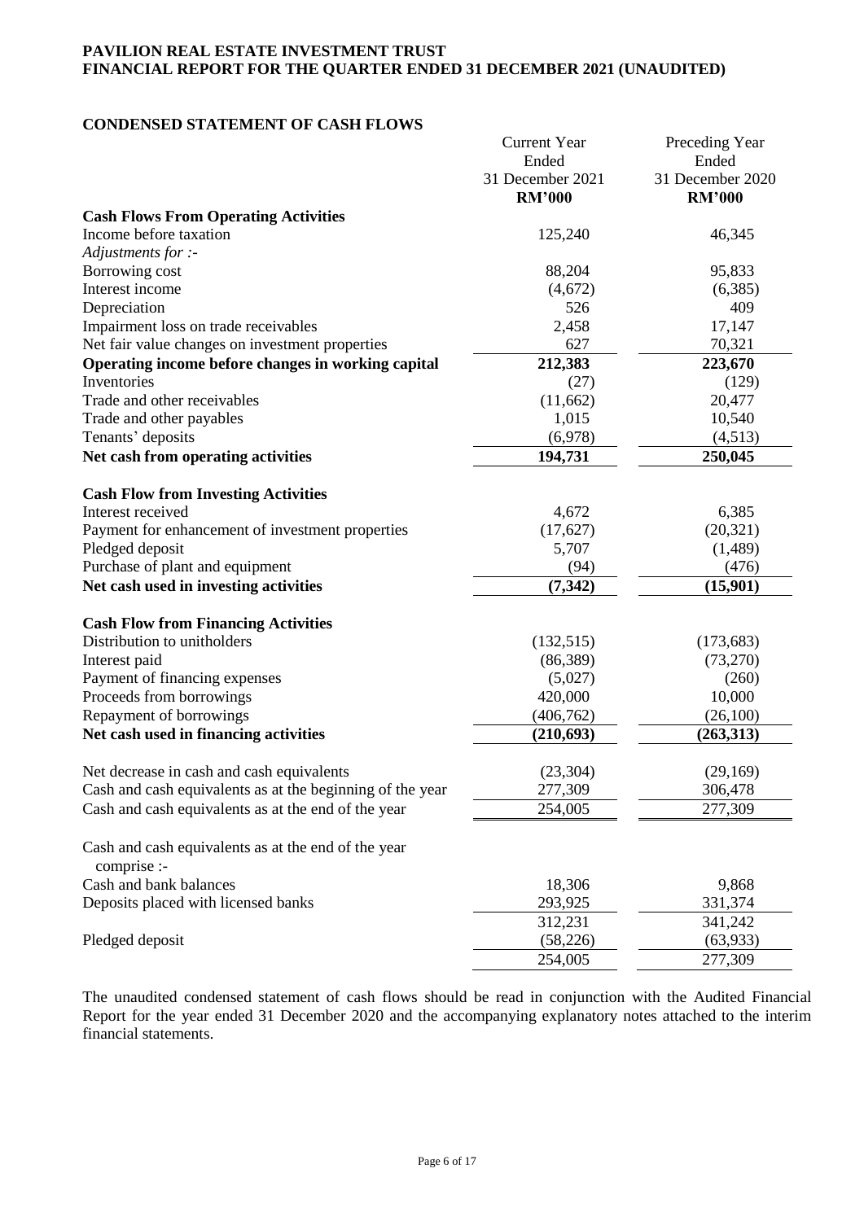**PAVILION REAL ESTATE INVESTMENT TRUST**
**FINANCIAL REPORT FOR THE QUARTER ENDED 31 DECEMBER 2021 (UNAUDITED)**

## CONDENSED STATEMENT OF CASH FLOWS

| | Current Year Ended 31 December 2021 **RM'000** | Preceding Year Ended 31 December 2020 **RM'000** |
|---|---|---|
| **Cash Flows From Operating Activities** | | |
| Income before taxation | 125,240 | 46,345 |
| *Adjustments for :-* | | |
| Borrowing cost | 88,204 | 95,833 |
| Interest income | (4,672) | (6,385) |
| Depreciation | 526 | 409 |
| Impairment loss on trade receivables | 2,458 | 17,147 |
| Net fair value changes on investment properties | 627 | 70,321 |
| **Operating income before changes in working capital** | **212,383** | **223,670** |
| Inventories | (27) | (129) |
| Trade and other receivables | (11,662) | 20,477 |
| Trade and other payables | 1,015 | 10,540 |
| Tenants' deposits | (6,978) | (4,513) |
| **Net cash from operating activities** | **194,731** | **250,045** |
| | | |
| **Cash Flow from Investing Activities** | | |
| Interest received | 4,672 | 6,385 |
| Payment for enhancement of investment properties | (17,627) | (20,321) |
| Pledged deposit | 5,707 | (1,489) |
| Purchase of plant and equipment | (94) | (476) |
| **Net cash used in investing activities** | **(7,342)** | **(15,901)** |
| | | |
| **Cash Flow from Financing Activities** | | |
| Distribution to unitholders | (132,515) | (173,683) |
| Interest paid | (86,389) | (73,270) |
| Payment of financing expenses | (5,027) | (260) |
| Proceeds from borrowings | 420,000 | 10,000 |
| Repayment of borrowings | (406,762) | (26,100) |
| **Net cash used in financing activities** | **(210,693)** | **(263,313)** |
| | | |
| Net decrease in cash and cash equivalents | (23,304) | (29,169) |
| Cash and cash equivalents as at the beginning of the year | 277,309 | 306,478 |
| Cash and cash equivalents as at the end of the year | 254,005 | 277,309 |
| | | |
| Cash and cash equivalents as at the end of the year comprise :- | | |
| Cash and bank balances | 18,306 | 9,868 |
| Deposits placed with licensed banks | 293,925 | 331,374 |
| | 312,231 | 341,242 |
| Pledged deposit | (58,226) | (63,933) |
| | 254,005 | 277,309 |

The unaudited condensed statement of cash flows should be read in conjunction with the Audited Financial Report for the year ended 31 December 2020 and the accompanying explanatory notes attached to the interim financial statements.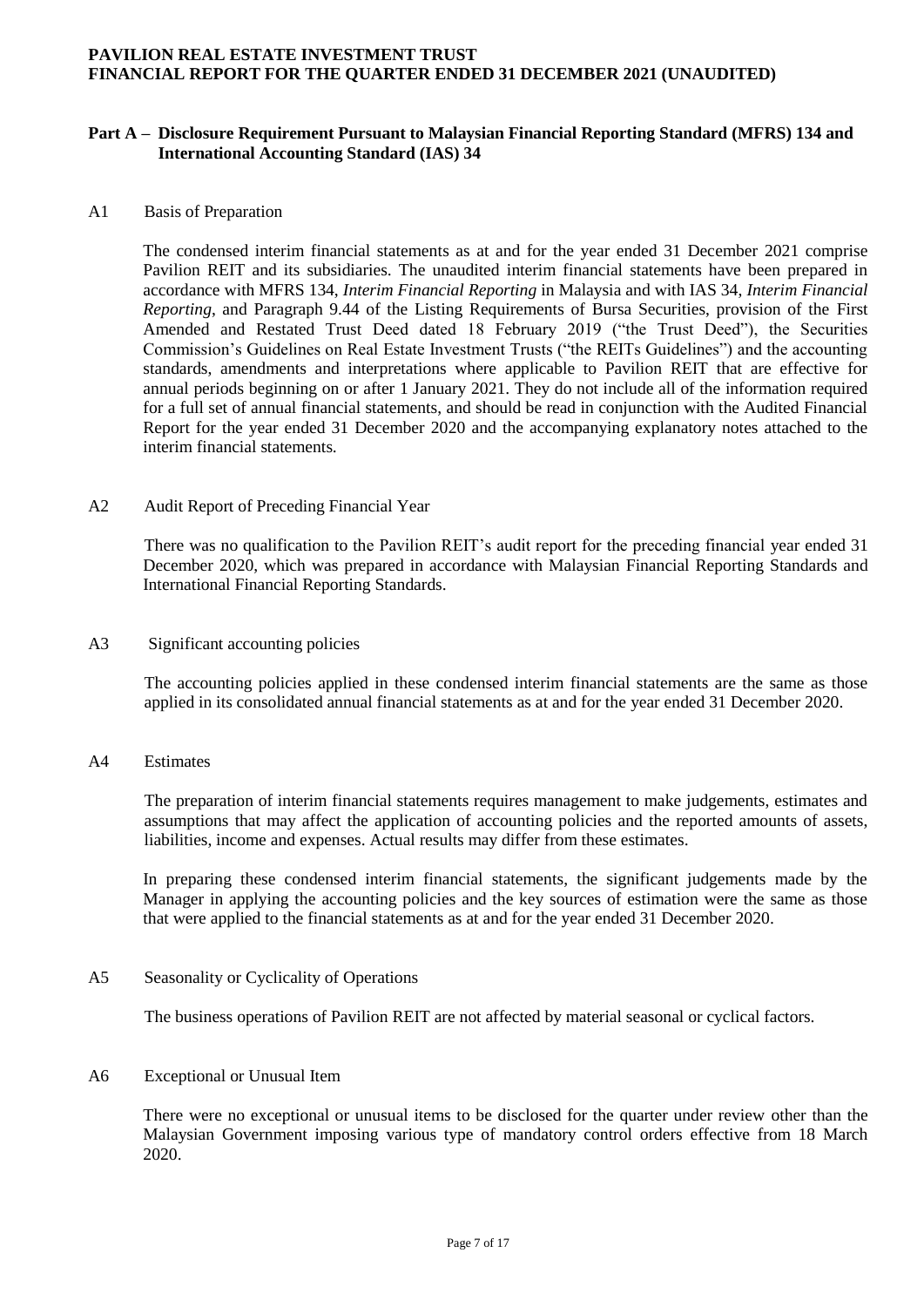## Part A – Disclosure Requirement Pursuant to Malaysian Financial Reporting Standard (MFRS) 134 and International Accounting Standard (IAS) 34

### A1 Basis of Preparation

The condensed interim financial statements as at and for the year ended 31 December 2021 comprise Pavilion REIT and its subsidiaries. The unaudited interim financial statements have been prepared in accordance with MFRS 134, *Interim Financial Reporting* in Malaysia and with IAS 34, *Interim Financial Reporting*, and Paragraph 9.44 of the Listing Requirements of Bursa Securities, provision of the First Amended and Restated Trust Deed dated 18 February 2019 ("the Trust Deed"), the Securities Commission's Guidelines on Real Estate Investment Trusts ("the REITs Guidelines") and the accounting standards, amendments and interpretations where applicable to Pavilion REIT that are effective for annual periods beginning on or after 1 January 2021. They do not include all of the information required for a full set of annual financial statements, and should be read in conjunction with the Audited Financial Report for the year ended 31 December 2020 and the accompanying explanatory notes attached to the interim financial statements.

### A2 Audit Report of Preceding Financial Year

There was no qualification to the Pavilion REIT's audit report for the preceding financial year ended 31 December 2020, which was prepared in accordance with Malaysian Financial Reporting Standards and International Financial Reporting Standards.

### A3 Significant accounting policies

The accounting policies applied in these condensed interim financial statements are the same as those applied in its consolidated annual financial statements as at and for the year ended 31 December 2020.

### A4 Estimates

The preparation of interim financial statements requires management to make judgements, estimates and assumptions that may affect the application of accounting policies and the reported amounts of assets, liabilities, income and expenses. Actual results may differ from these estimates.

In preparing these condensed interim financial statements, the significant judgements made by the Manager in applying the accounting policies and the key sources of estimation were the same as those that were applied to the financial statements as at and for the year ended 31 December 2020.

### A5 Seasonality or Cyclicality of Operations

The business operations of Pavilion REIT are not affected by material seasonal or cyclical factors.

### A6 Exceptional or Unusual Item

There were no exceptional or unusual items to be disclosed for the quarter under review other than the Malaysian Government imposing various type of mandatory control orders effective from 18 March 2020.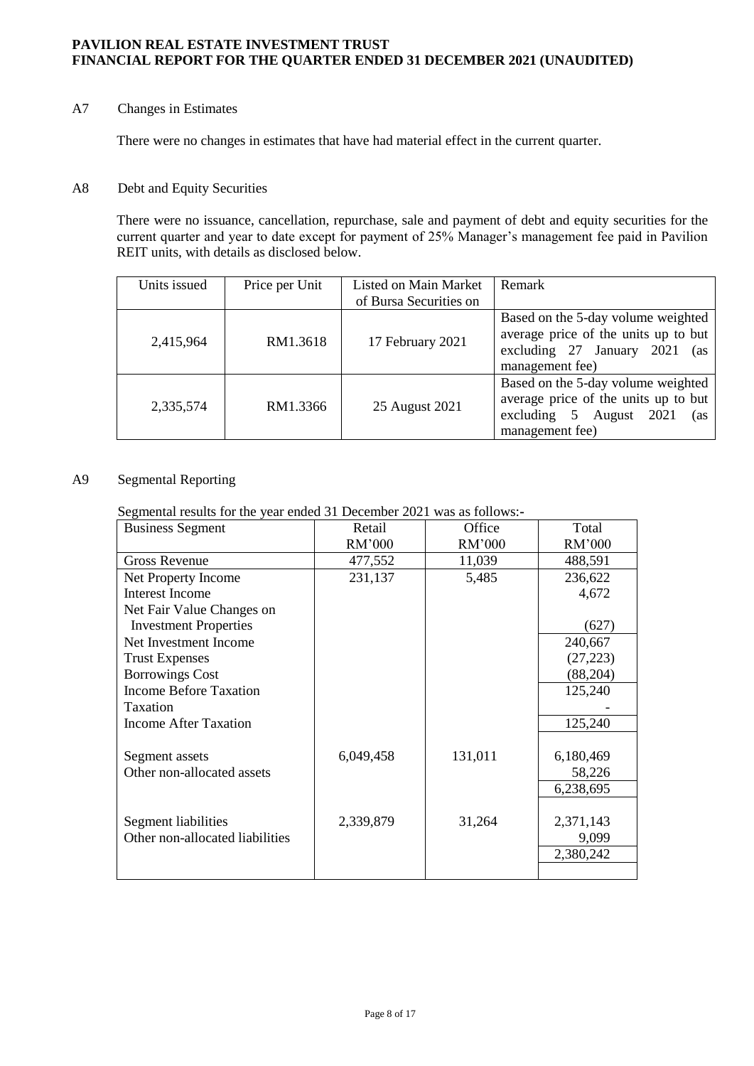## A7 Changes in Estimates

There were no changes in estimates that have had material effect in the current quarter.

## A8 Debt and Equity Securities

There were no issuance, cancellation, repurchase, sale and payment of debt and equity securities for the current quarter and year to date except for payment of 25% Manager's management fee paid in Pavilion REIT units, with details as disclosed below.

| Units issued | Price per Unit | Listed on Main Market of Bursa Securities on | Remark |
|---|---|---|---|
| 2,415,964 | RM1.3618 | 17 February 2021 | Based on the 5-day volume weighted average price of the units up to but excluding 27 January 2021 (as management fee) |
| 2,335,574 | RM1.3366 | 25 August 2021 | Based on the 5-day volume weighted average price of the units up to but excluding 5 August 2021 (as management fee) |

## A9 Segmental Reporting

Segmental results for the year ended 31 December 2021 was as follows:-

| Business Segment | Retail RM'000 | Office RM'000 | Total RM'000 |
|---|---|---|---|
| Gross Revenue | 477,552 | 11,039 | 488,591 |
| Net Property Income | 231,137 | 5,485 | 236,622 |
| Interest Income | | | 4,672 |
| Net Fair Value Changes on Investment Properties | | | (627) |
| Net Investment Income | | | 240,667 |
| Trust Expenses | | | (27,223) |
| Borrowings Cost | | | (88,204) |
| Income Before Taxation | | | 125,240 |
| Taxation | | | - |
| Income After Taxation | | | 125,240 |
| | | | |
| Segment assets | 6,049,458 | 131,011 | 6,180,469 |
| Other non-allocated assets | | | 58,226 |
| | | | 6,238,695 |
| | | | |
| Segment liabilities | 2,339,879 | 31,264 | 2,371,143 |
| Other non-allocated liabilities | | | 9,099 |
| | | | 2,380,242 |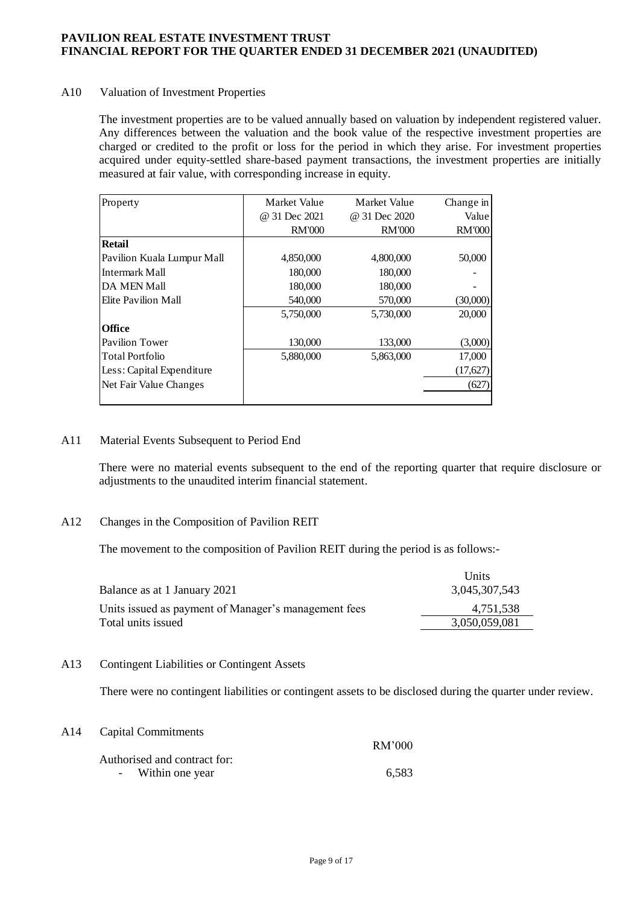## A10 Valuation of Investment Properties

The investment properties are to be valued annually based on valuation by independent registered valuer. Any differences between the valuation and the book value of the respective investment properties are charged or credited to the profit or loss for the period in which they arise. For investment properties acquired under equity-settled share-based payment transactions, the investment properties are initially measured at fair value, with corresponding increase in equity.

| Property | Market Value @ 31 Dec 2021 RM'000 | Market Value @ 31 Dec 2020 RM'000 | Change in Value RM'000 |
|---|---|---|---|
| **Retail** | | | |
| Pavilion Kuala Lumpur Mall | 4,850,000 | 4,800,000 | 50,000 |
| Intermark Mall | 180,000 | 180,000 | - |
| DA MEN Mall | 180,000 | 180,000 | - |
| Elite Pavilion Mall | 540,000 | 570,000 | (30,000) |
| | 5,750,000 | 5,730,000 | 20,000 |
| **Office** | | | |
| Pavilion Tower | 130,000 | 133,000 | (3,000) |
| Total Portfolio | 5,880,000 | 5,863,000 | 17,000 |
| Less: Capital Expenditure | | | (17,627) |
| Net Fair Value Changes | | | (627) |

## A11 Material Events Subsequent to Period End

There were no material events subsequent to the end of the reporting quarter that require disclosure or adjustments to the unaudited interim financial statement.

## A12 Changes in the Composition of Pavilion REIT

The movement to the composition of Pavilion REIT during the period is as follows:-

| | Units |
|---|---|
| Balance as at 1 January 2021 | 3,045,307,543 |
| Units issued as payment of Manager's management fees | 4,751,538 |
| Total units issued | 3,050,059,081 |

## A13 Contingent Liabilities or Contingent Assets

There were no contingent liabilities or contingent assets to be disclosed during the quarter under review.

## A14 Capital Commitments

| | RM'000 |
|---|---|
| Authorised and contract for: | |
| - Within one year | 6,583 |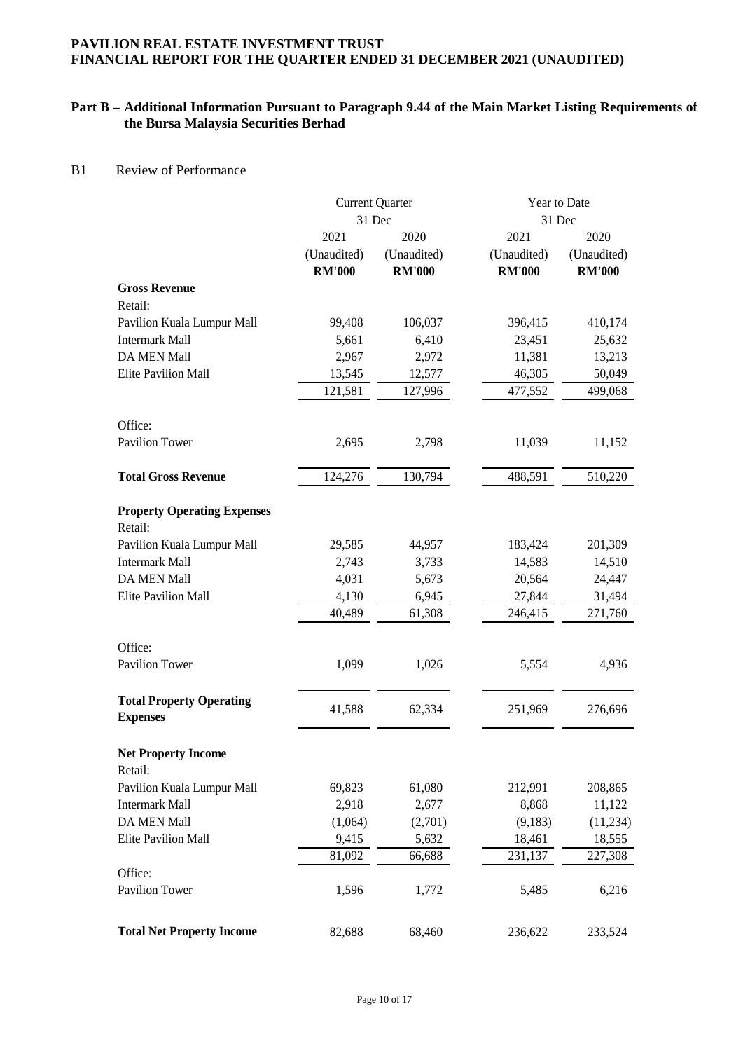**PAVILION REAL ESTATE INVESTMENT TRUST**
**FINANCIAL REPORT FOR THE QUARTER ENDED 31 DECEMBER 2021 (UNAUDITED)**

## Part B – Additional Information Pursuant to Paragraph 9.44 of the Main Market Listing Requirements of the Bursa Malaysia Securities Berhad

### B1 Review of Performance

| | Current Quarter 31 Dec | | Year to Date 31 Dec | |
|---|---|---|---|---|
| | 2021 (Unaudited) **RM'000** | 2020 (Unaudited) **RM'000** | 2021 (Unaudited) **RM'000** | 2020 (Unaudited) **RM'000** |
| **Gross Revenue** | | | | |
| Retail: | | | | |
| Pavilion Kuala Lumpur Mall | 99,408 | 106,037 | 396,415 | 410,174 |
| Intermark Mall | 5,661 | 6,410 | 23,451 | 25,632 |
| DA MEN Mall | 2,967 | 2,972 | 11,381 | 13,213 |
| Elite Pavilion Mall | 13,545 | 12,577 | 46,305 | 50,049 |
| | 121,581 | 127,996 | 477,552 | 499,068 |
| Office: | | | | |
| Pavilion Tower | 2,695 | 2,798 | 11,039 | 11,152 |
| **Total Gross Revenue** | 124,276 | 130,794 | 488,591 | 510,220 |
| **Property Operating Expenses** | | | | |
| Retail: | | | | |
| Pavilion Kuala Lumpur Mall | 29,585 | 44,957 | 183,424 | 201,309 |
| Intermark Mall | 2,743 | 3,733 | 14,583 | 14,510 |
| DA MEN Mall | 4,031 | 5,673 | 20,564 | 24,447 |
| Elite Pavilion Mall | 4,130 | 6,945 | 27,844 | 31,494 |
| | 40,489 | 61,308 | 246,415 | 271,760 |
| Office: | | | | |
| Pavilion Tower | 1,099 | 1,026 | 5,554 | 4,936 |
| **Total Property Operating Expenses** | 41,588 | 62,334 | 251,969 | 276,696 |
| **Net Property Income** | | | | |
| Retail: | | | | |
| Pavilion Kuala Lumpur Mall | 69,823 | 61,080 | 212,991 | 208,865 |
| Intermark Mall | 2,918 | 2,677 | 8,868 | 11,122 |
| DA MEN Mall | (1,064) | (2,701) | (9,183) | (11,234) |
| Elite Pavilion Mall | 9,415 | 5,632 | 18,461 | 18,555 |
| | 81,092 | 66,688 | 231,137 | 227,308 |
| Office: | | | | |
| Pavilion Tower | 1,596 | 1,772 | 5,485 | 6,216 |
| **Total Net Property Income** | 82,688 | 68,460 | 236,622 | 233,524 |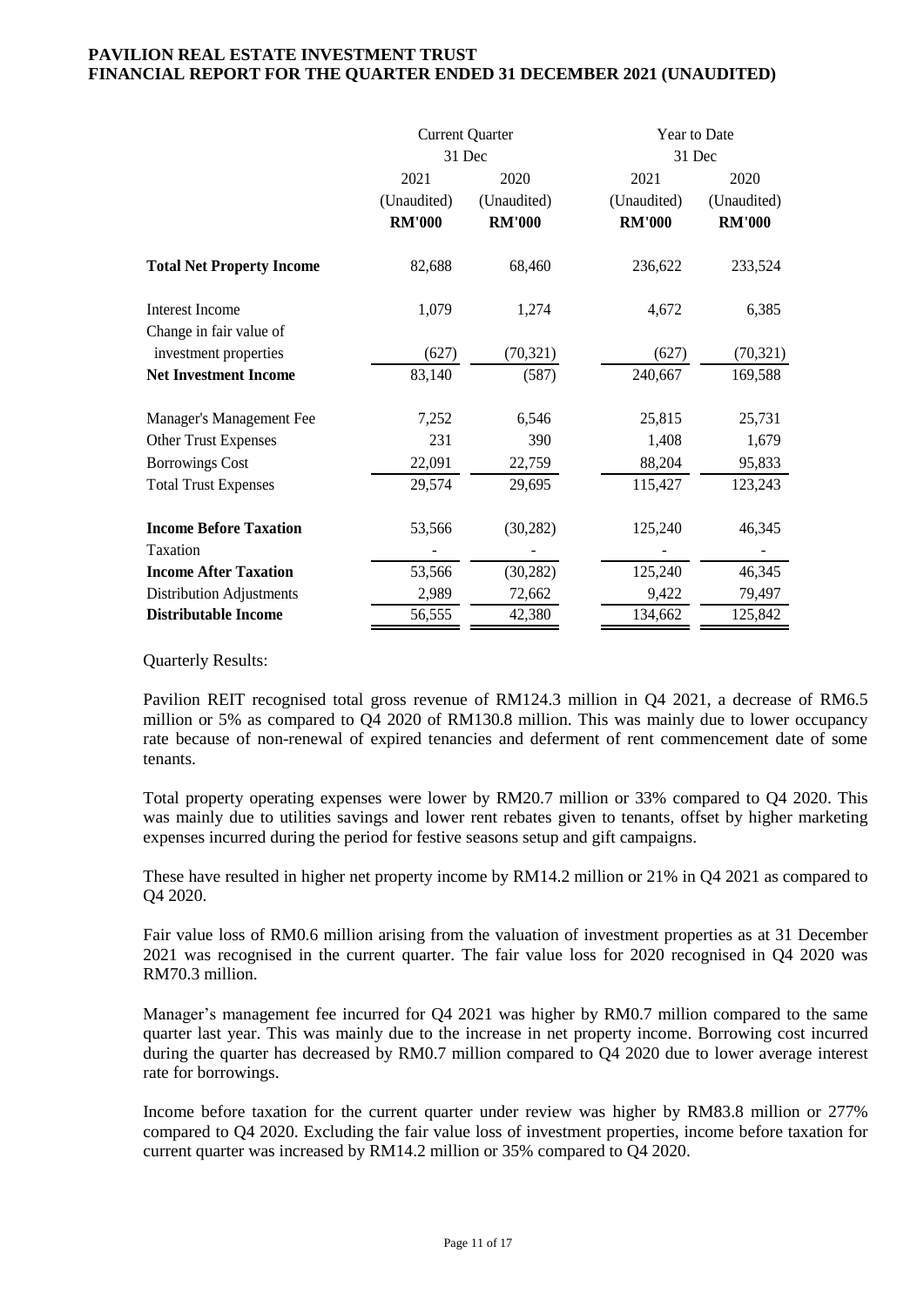**PAVILION REAL ESTATE INVESTMENT TRUST**
**FINANCIAL REPORT FOR THE QUARTER ENDED 31 DECEMBER 2021 (UNAUDITED)**

| | Current Quarter | | Year to Date | |
|---|---|---|---|---|
| | 31 Dec | | 31 Dec | |
| | 2021 | 2020 | 2021 | 2020 |
| | (Unaudited) | (Unaudited) | (Unaudited) | (Unaudited) |
| | **RM'000** | **RM'000** | **RM'000** | **RM'000** |
| **Total Net Property Income** | 82,688 | 68,460 | 236,622 | 233,524 |
| Interest Income | 1,079 | 1,274 | 4,672 | 6,385 |
| Change in fair value of investment properties | (627) | (70,321) | (627) | (70,321) |
| **Net Investment Income** | 83,140 | (587) | 240,667 | 169,588 |
| Manager's Management Fee | 7,252 | 6,546 | 25,815 | 25,731 |
| Other Trust Expenses | 231 | 390 | 1,408 | 1,679 |
| Borrowings Cost | 22,091 | 22,759 | 88,204 | 95,833 |
| Total Trust Expenses | 29,574 | 29,695 | 115,427 | 123,243 |
| **Income Before Taxation** | 53,566 | (30,282) | 125,240 | 46,345 |
| Taxation | - | - | - | - |
| **Income After Taxation** | 53,566 | (30,282) | 125,240 | 46,345 |
| Distribution Adjustments | 2,989 | 72,662 | 9,422 | 79,497 |
| **Distributable Income** | 56,555 | 42,380 | 134,662 | 125,842 |

Quarterly Results:

Pavilion REIT recognised total gross revenue of RM124.3 million in Q4 2021, a decrease of RM6.5 million or 5% as compared to Q4 2020 of RM130.8 million. This was mainly due to lower occupancy rate because of non-renewal of expired tenancies and deferment of rent commencement date of some tenants.

Total property operating expenses were lower by RM20.7 million or 33% compared to Q4 2020. This was mainly due to utilities savings and lower rent rebates given to tenants, offset by higher marketing expenses incurred during the period for festive seasons setup and gift campaigns.

These have resulted in higher net property income by RM14.2 million or 21% in Q4 2021 as compared to Q4 2020.

Fair value loss of RM0.6 million arising from the valuation of investment properties as at 31 December 2021 was recognised in the current quarter. The fair value loss for 2020 recognised in Q4 2020 was RM70.3 million.

Manager's management fee incurred for Q4 2021 was higher by RM0.7 million compared to the same quarter last year. This was mainly due to the increase in net property income. Borrowing cost incurred during the quarter has decreased by RM0.7 million compared to Q4 2020 due to lower average interest rate for borrowings.

Income before taxation for the current quarter under review was higher by RM83.8 million or 277% compared to Q4 2020. Excluding the fair value loss of investment properties, income before taxation for current quarter was increased by RM14.2 million or 35% compared to Q4 2020.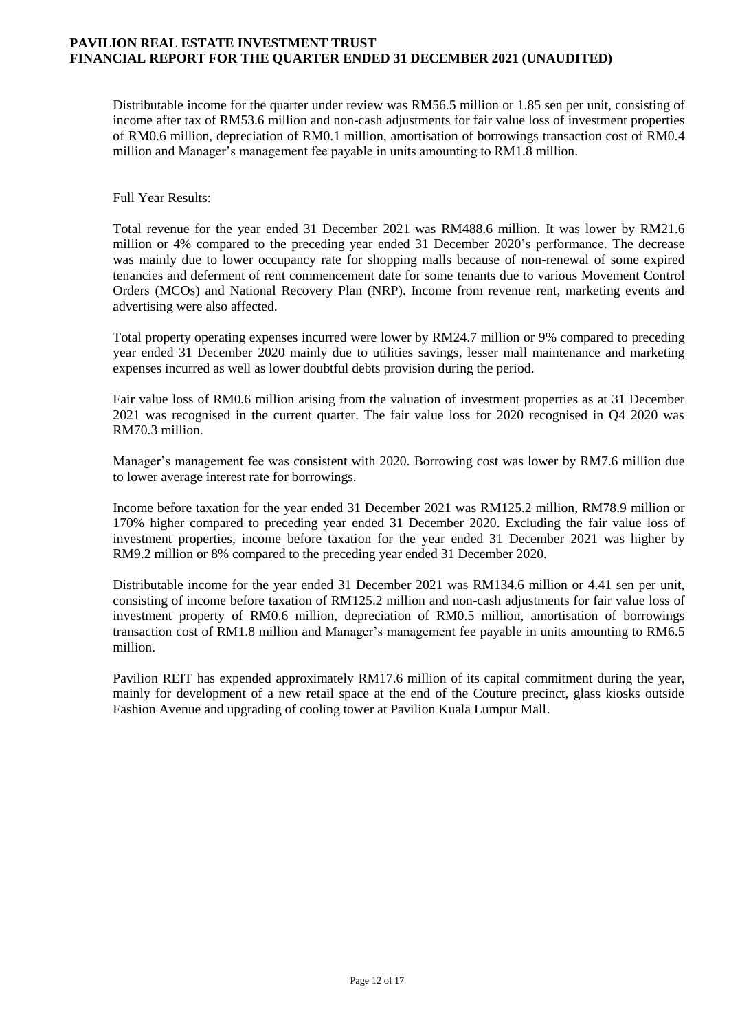Distributable income for the quarter under review was RM56.5 million or 1.85 sen per unit, consisting of income after tax of RM53.6 million and non-cash adjustments for fair value loss of investment properties of RM0.6 million, depreciation of RM0.1 million, amortisation of borrowings transaction cost of RM0.4 million and Manager's management fee payable in units amounting to RM1.8 million.

Full Year Results:

Total revenue for the year ended 31 December 2021 was RM488.6 million. It was lower by RM21.6 million or 4% compared to the preceding year ended 31 December 2020's performance. The decrease was mainly due to lower occupancy rate for shopping malls because of non-renewal of some expired tenancies and deferment of rent commencement date for some tenants due to various Movement Control Orders (MCOs) and National Recovery Plan (NRP). Income from revenue rent, marketing events and advertising were also affected.

Total property operating expenses incurred were lower by RM24.7 million or 9% compared to preceding year ended 31 December 2020 mainly due to utilities savings, lesser mall maintenance and marketing expenses incurred as well as lower doubtful debts provision during the period.

Fair value loss of RM0.6 million arising from the valuation of investment properties as at 31 December 2021 was recognised in the current quarter. The fair value loss for 2020 recognised in Q4 2020 was RM70.3 million.

Manager's management fee was consistent with 2020. Borrowing cost was lower by RM7.6 million due to lower average interest rate for borrowings.

Income before taxation for the year ended 31 December 2021 was RM125.2 million, RM78.9 million or 170% higher compared to preceding year ended 31 December 2020. Excluding the fair value loss of investment properties, income before taxation for the year ended 31 December 2021 was higher by RM9.2 million or 8% compared to the preceding year ended 31 December 2020.

Distributable income for the year ended 31 December 2021 was RM134.6 million or 4.41 sen per unit, consisting of income before taxation of RM125.2 million and non-cash adjustments for fair value loss of investment property of RM0.6 million, depreciation of RM0.5 million, amortisation of borrowings transaction cost of RM1.8 million and Manager's management fee payable in units amounting to RM6.5 million.

Pavilion REIT has expended approximately RM17.6 million of its capital commitment during the year, mainly for development of a new retail space at the end of the Couture precinct, glass kiosks outside Fashion Avenue and upgrading of cooling tower at Pavilion Kuala Lumpur Mall.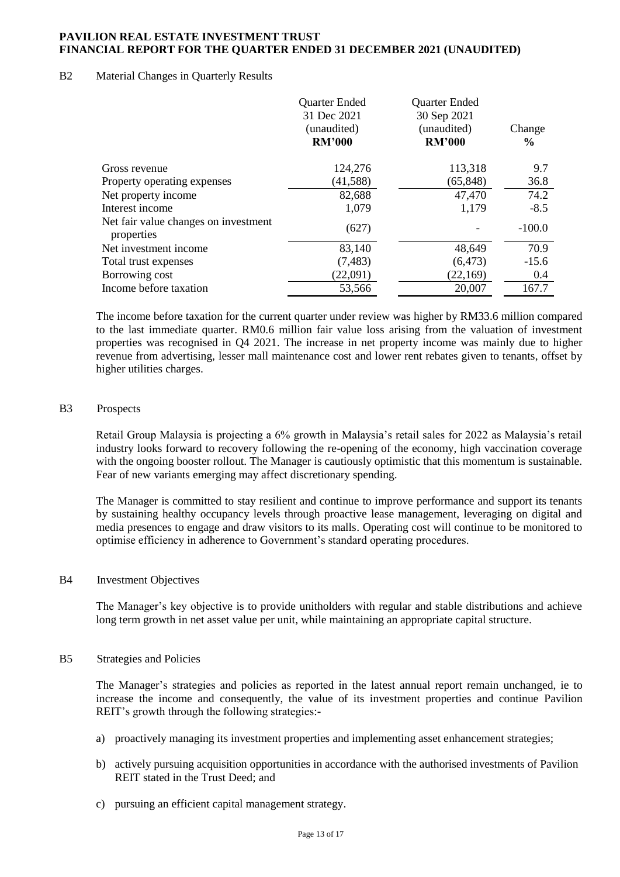## B2 Material Changes in Quarterly Results

| | Quarter Ended 31 Dec 2021 (unaudited) **RM'000** | Quarter Ended 30 Sep 2021 (unaudited) **RM'000** | Change **%** |
|---|---|---|---|
| Gross revenue | 124,276 | 113,318 | 9.7 |
| Property operating expenses | (41,588) | (65,848) | 36.8 |
| Net property income | 82,688 | 47,470 | 74.2 |
| Interest income | 1,079 | 1,179 | -8.5 |
| Net fair value changes on investment properties | (627) | - | -100.0 |
| Net investment income | 83,140 | 48,649 | 70.9 |
| Total trust expenses | (7,483) | (6,473) | -15.6 |
| Borrowing cost | (22,091) | (22,169) | 0.4 |
| Income before taxation | 53,566 | 20,007 | 167.7 |

The income before taxation for the current quarter under review was higher by RM33.6 million compared to the last immediate quarter. RM0.6 million fair value loss arising from the valuation of investment properties was recognised in Q4 2021. The increase in net property income was mainly due to higher revenue from advertising, lesser mall maintenance cost and lower rent rebates given to tenants, offset by higher utilities charges.

## B3 Prospects

Retail Group Malaysia is projecting a 6% growth in Malaysia's retail sales for 2022 as Malaysia's retail industry looks forward to recovery following the re-opening of the economy, high vaccination coverage with the ongoing booster rollout. The Manager is cautiously optimistic that this momentum is sustainable. Fear of new variants emerging may affect discretionary spending.

The Manager is committed to stay resilient and continue to improve performance and support its tenants by sustaining healthy occupancy levels through proactive lease management, leveraging on digital and media presences to engage and draw visitors to its malls. Operating cost will continue to be monitored to optimise efficiency in adherence to Government's standard operating procedures.

## B4 Investment Objectives

The Manager's key objective is to provide unitholders with regular and stable distributions and achieve long term growth in net asset value per unit, while maintaining an appropriate capital structure.

## B5 Strategies and Policies

The Manager's strategies and policies as reported in the latest annual report remain unchanged, ie to increase the income and consequently, the value of its investment properties and continue Pavilion REIT's growth through the following strategies:-

a) proactively managing its investment properties and implementing asset enhancement strategies;

b) actively pursuing acquisition opportunities in accordance with the authorised investments of Pavilion REIT stated in the Trust Deed; and

c) pursuing an efficient capital management strategy.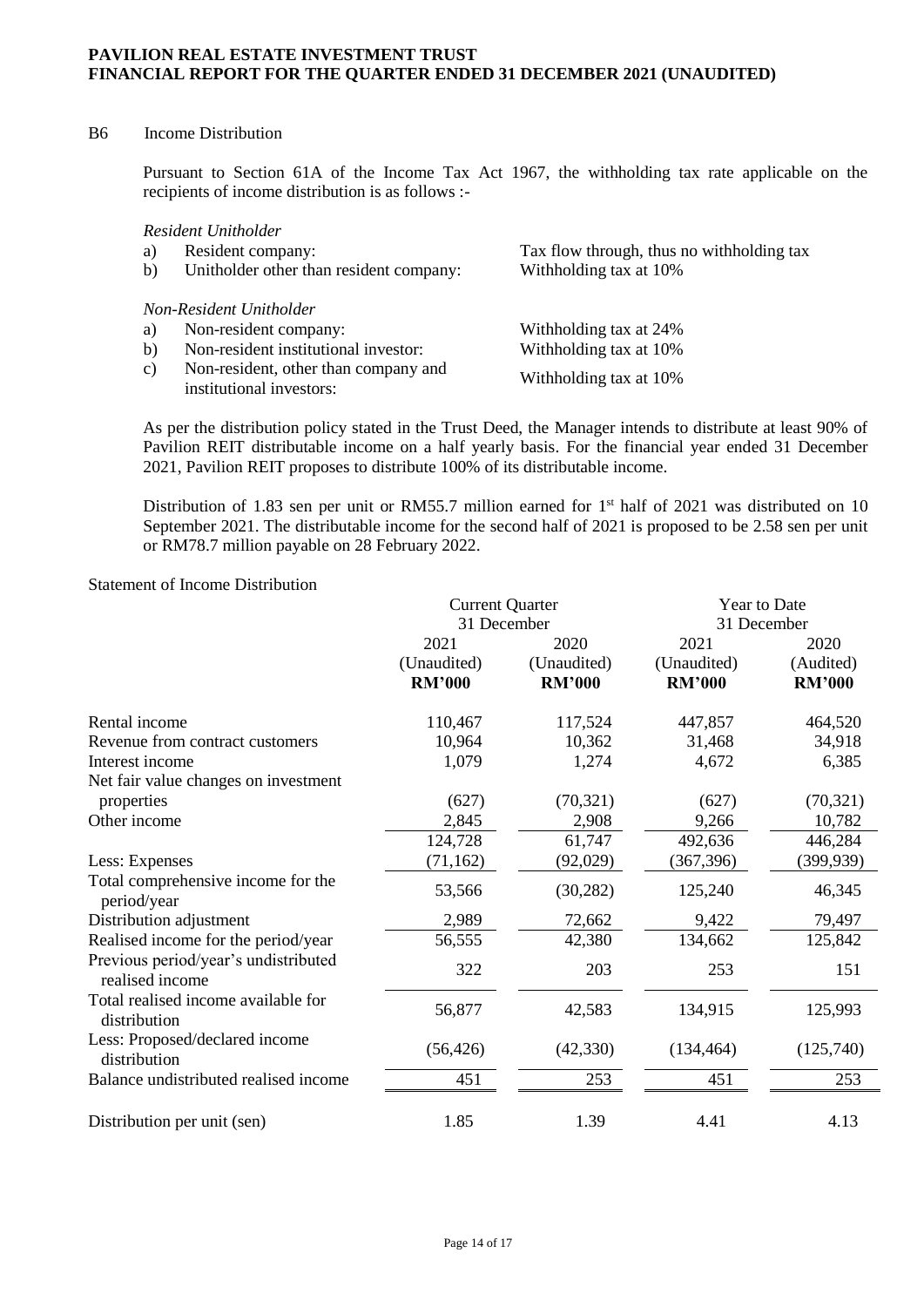## B6 Income Distribution

Pursuant to Section 61A of the Income Tax Act 1967, the withholding tax rate applicable on the recipients of income distribution is as follows :-

*Resident Unitholder*

| | | |
|---|---|---|
| a) | Resident company: | Tax flow through, thus no withholding tax |
| b) | Unitholder other than resident company: | Withholding tax at 10% |

*Non-Resident Unitholder*

| | | |
|---|---|---|
| a) | Non-resident company: | Withholding tax at 24% |
| b) | Non-resident institutional investor: | Withholding tax at 10% |
| c) | Non-resident, other than company and institutional investors: | Withholding tax at 10% |

As per the distribution policy stated in the Trust Deed, the Manager intends to distribute at least 90% of Pavilion REIT distributable income on a half yearly basis. For the financial year ended 31 December 2021, Pavilion REIT proposes to distribute 100% of its distributable income.

Distribution of 1.83 sen per unit or RM55.7 million earned for 1st half of 2021 was distributed on 10 September 2021. The distributable income for the second half of 2021 is proposed to be 2.58 sen per unit or RM78.7 million payable on 28 February 2022.

Statement of Income Distribution

| | Current Quarter 31 December | | Year to Date 31 December | |
|---|---|---|---|---|
| | 2021 (Unaudited) **RM'000** | 2020 (Unaudited) **RM'000** | 2021 (Unaudited) **RM'000** | 2020 (Audited) **RM'000** |
| Rental income | 110,467 | 117,524 | 447,857 | 464,520 |
| Revenue from contract customers | 10,964 | 10,362 | 31,468 | 34,918 |
| Interest income | 1,079 | 1,274 | 4,672 | 6,385 |
| Net fair value changes on investment properties | (627) | (70,321) | (627) | (70,321) |
| Other income | 2,845 | 2,908 | 9,266 | 10,782 |
| | 124,728 | 61,747 | 492,636 | 446,284 |
| Less: Expenses | (71,162) | (92,029) | (367,396) | (399,939) |
| Total comprehensive income for the period/year | 53,566 | (30,282) | 125,240 | 46,345 |
| Distribution adjustment | 2,989 | 72,662 | 9,422 | 79,497 |
| Realised income for the period/year | 56,555 | 42,380 | 134,662 | 125,842 |
| Previous period/year's undistributed realised income | 322 | 203 | 253 | 151 |
| Total realised income available for distribution | 56,877 | 42,583 | 134,915 | 125,993 |
| Less: Proposed/declared income distribution | (56,426) | (42,330) | (134,464) | (125,740) |
| Balance undistributed realised income | 451 | 253 | 451 | 253 |
| Distribution per unit (sen) | 1.85 | 1.39 | 4.41 | 4.13 |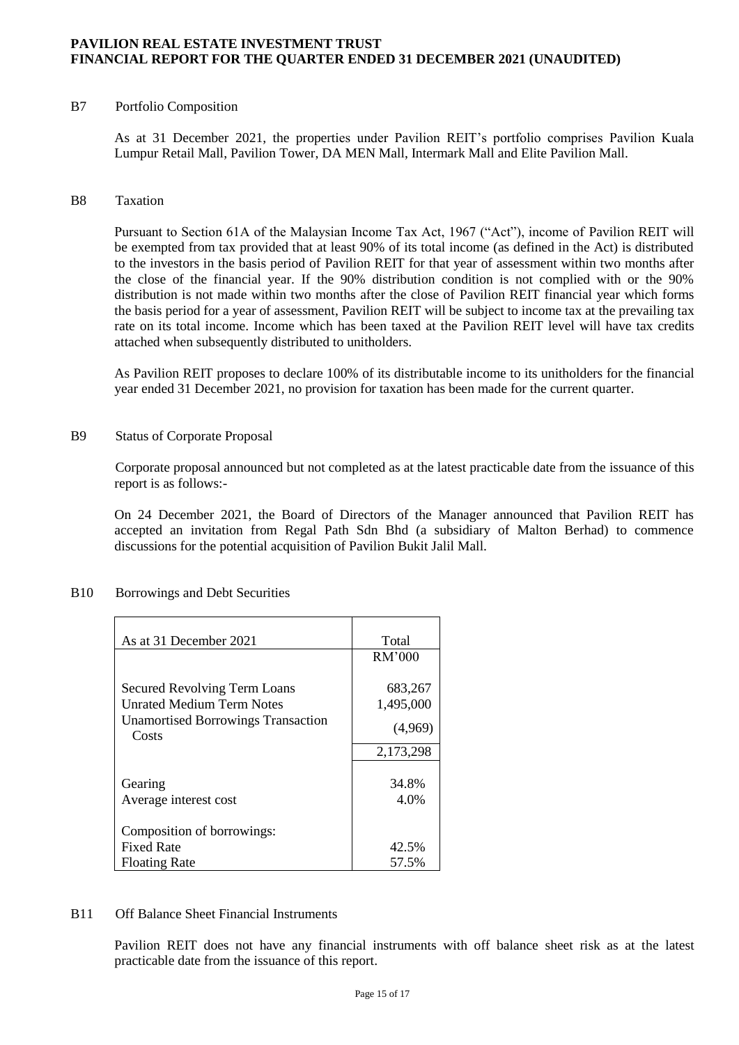## B7 Portfolio Composition

As at 31 December 2021, the properties under Pavilion REIT's portfolio comprises Pavilion Kuala Lumpur Retail Mall, Pavilion Tower, DA MEN Mall, Intermark Mall and Elite Pavilion Mall.

## B8 Taxation

Pursuant to Section 61A of the Malaysian Income Tax Act, 1967 ("Act"), income of Pavilion REIT will be exempted from tax provided that at least 90% of its total income (as defined in the Act) is distributed to the investors in the basis period of Pavilion REIT for that year of assessment within two months after the close of the financial year. If the 90% distribution condition is not complied with or the 90% distribution is not made within two months after the close of Pavilion REIT financial year which forms the basis period for a year of assessment, Pavilion REIT will be subject to income tax at the prevailing tax rate on its total income. Income which has been taxed at the Pavilion REIT level will have tax credits attached when subsequently distributed to unitholders.

As Pavilion REIT proposes to declare 100% of its distributable income to its unitholders for the financial year ended 31 December 2021, no provision for taxation has been made for the current quarter.

## B9 Status of Corporate Proposal

Corporate proposal announced but not completed as at the latest practicable date from the issuance of this report is as follows:-

On 24 December 2021, the Board of Directors of the Manager announced that Pavilion REIT has accepted an invitation from Regal Path Sdn Bhd (a subsidiary of Malton Berhad) to commence discussions for the potential acquisition of Pavilion Bukit Jalil Mall.

## B10 Borrowings and Debt Securities

| As at 31 December 2021 | Total |
|---|---|
| | RM'000 |
| Secured Revolving Term Loans | 683,267 |
| Unrated Medium Term Notes | 1,495,000 |
| Unamortised Borrowings Transaction Costs | (4,969) |
| | 2,173,298 |
| Gearing | 34.8% |
| Average interest cost | 4.0% |
| Composition of borrowings: | |
| Fixed Rate | 42.5% |
| Floating Rate | 57.5% |

## B11 Off Balance Sheet Financial Instruments

Pavilion REIT does not have any financial instruments with off balance sheet risk as at the latest practicable date from the issuance of this report.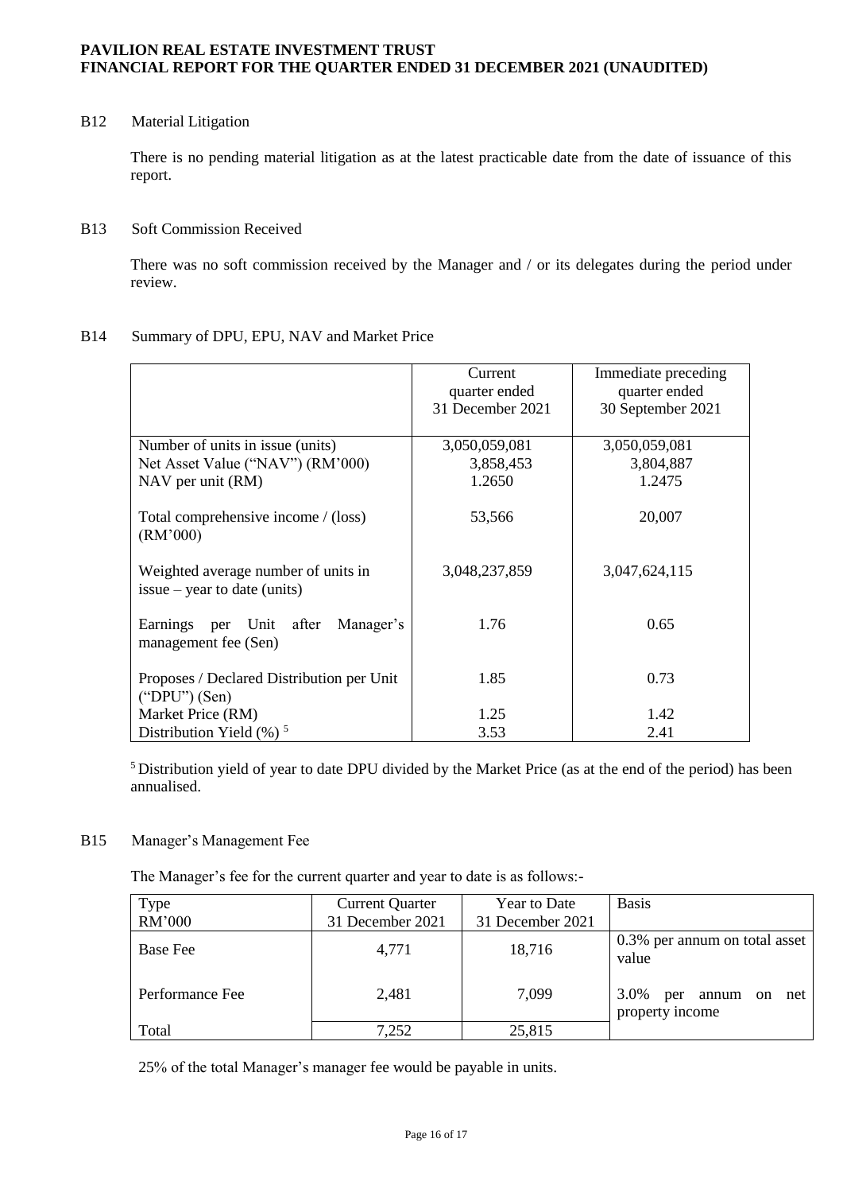### B12 Material Litigation

There is no pending material litigation as at the latest practicable date from the date of issuance of this report.

### B13 Soft Commission Received

There was no soft commission received by the Manager and / or its delegates during the period under review.

### B14 Summary of DPU, EPU, NAV and Market Price

| | Current quarter ended 31 December 2021 | Immediate preceding quarter ended 30 September 2021 |
|---|---|---|
| Number of units in issue (units) | 3,050,059,081 | 3,050,059,081 |
| Net Asset Value ("NAV") (RM'000) | 3,858,453 | 3,804,887 |
| NAV per unit (RM) | 1.2650 | 1.2475 |
| Total comprehensive income / (loss) (RM'000) | 53,566 | 20,007 |
| Weighted average number of units in issue – year to date (units) | 3,048,237,859 | 3,047,624,115 |
| Earnings per Unit after Manager's management fee (Sen) | 1.76 | 0.65 |
| Proposes / Declared Distribution per Unit ("DPU") (Sen) | 1.85 | 0.73 |
| Market Price (RM) | 1.25 | 1.42 |
| Distribution Yield (%) [5] | 3.53 | 2.41 |

[5] Distribution yield of year to date DPU divided by the Market Price (as at the end of the period) has been annualised.

### B15 Manager's Management Fee

The Manager's fee for the current quarter and year to date is as follows:-

| Type RM'000 | Current Quarter 31 December 2021 | Year to Date 31 December 2021 | Basis |
|---|---|---|---|
| Base Fee | 4,771 | 18,716 | 0.3% per annum on total asset value |
| Performance Fee | 2,481 | 7,099 | 3.0% per annum on net property income |
| Total | 7,252 | 25,815 | |

25% of the total Manager's manager fee would be payable in units.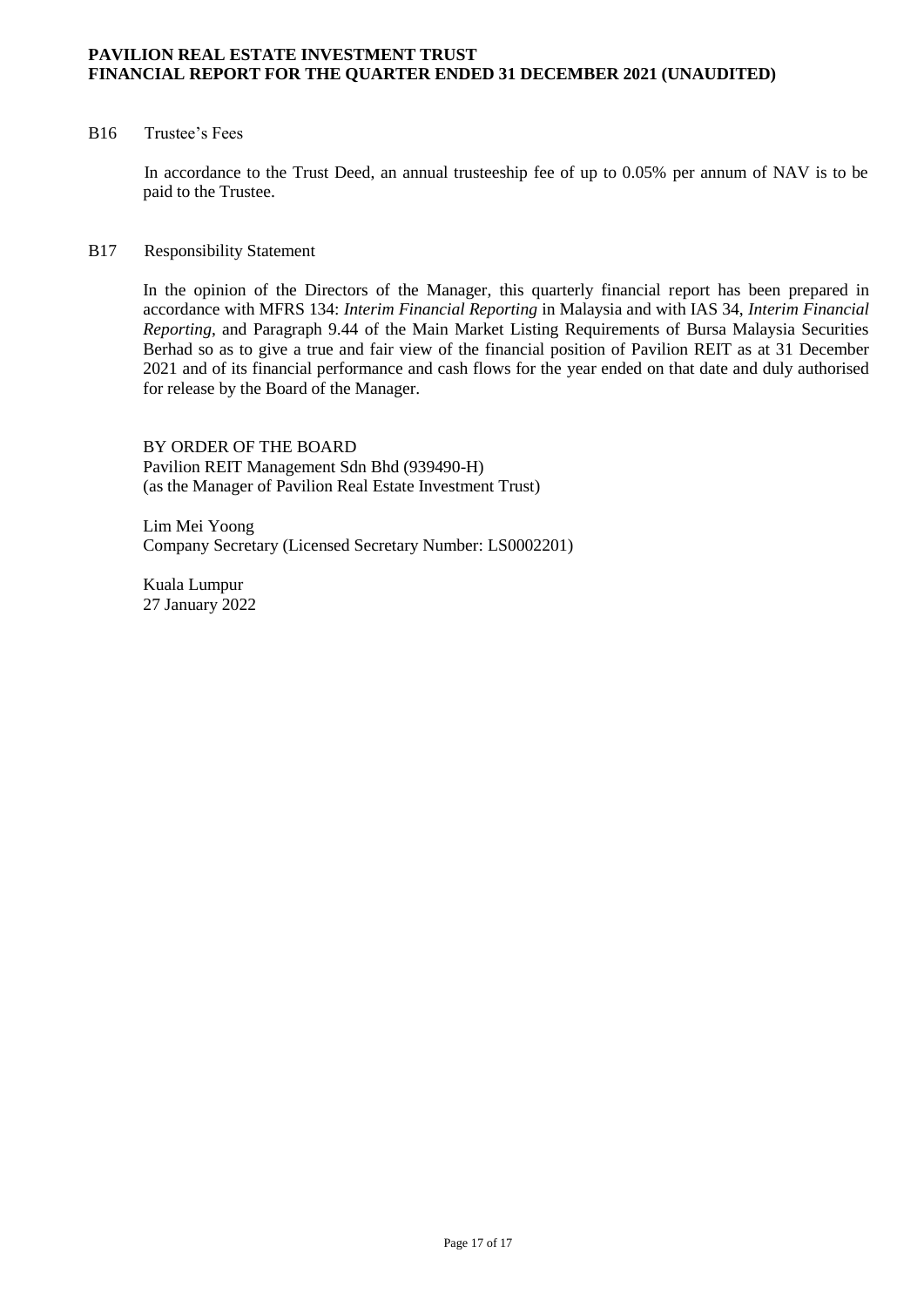## B16 Trustee's Fees

In accordance to the Trust Deed, an annual trusteeship fee of up to 0.05% per annum of NAV is to be paid to the Trustee.

## B17 Responsibility Statement

In the opinion of the Directors of the Manager, this quarterly financial report has been prepared in accordance with MFRS 134: *Interim Financial Reporting* in Malaysia and with IAS 34, *Interim Financial Reporting*, and Paragraph 9.44 of the Main Market Listing Requirements of Bursa Malaysia Securities Berhad so as to give a true and fair view of the financial position of Pavilion REIT as at 31 December 2021 and of its financial performance and cash flows for the year ended on that date and duly authorised for release by the Board of the Manager.

BY ORDER OF THE BOARD
Pavilion REIT Management Sdn Bhd (939490-H)
(as the Manager of Pavilion Real Estate Investment Trust)

Lim Mei Yoong
Company Secretary (Licensed Secretary Number: LS0002201)

Kuala Lumpur
27 January 2022